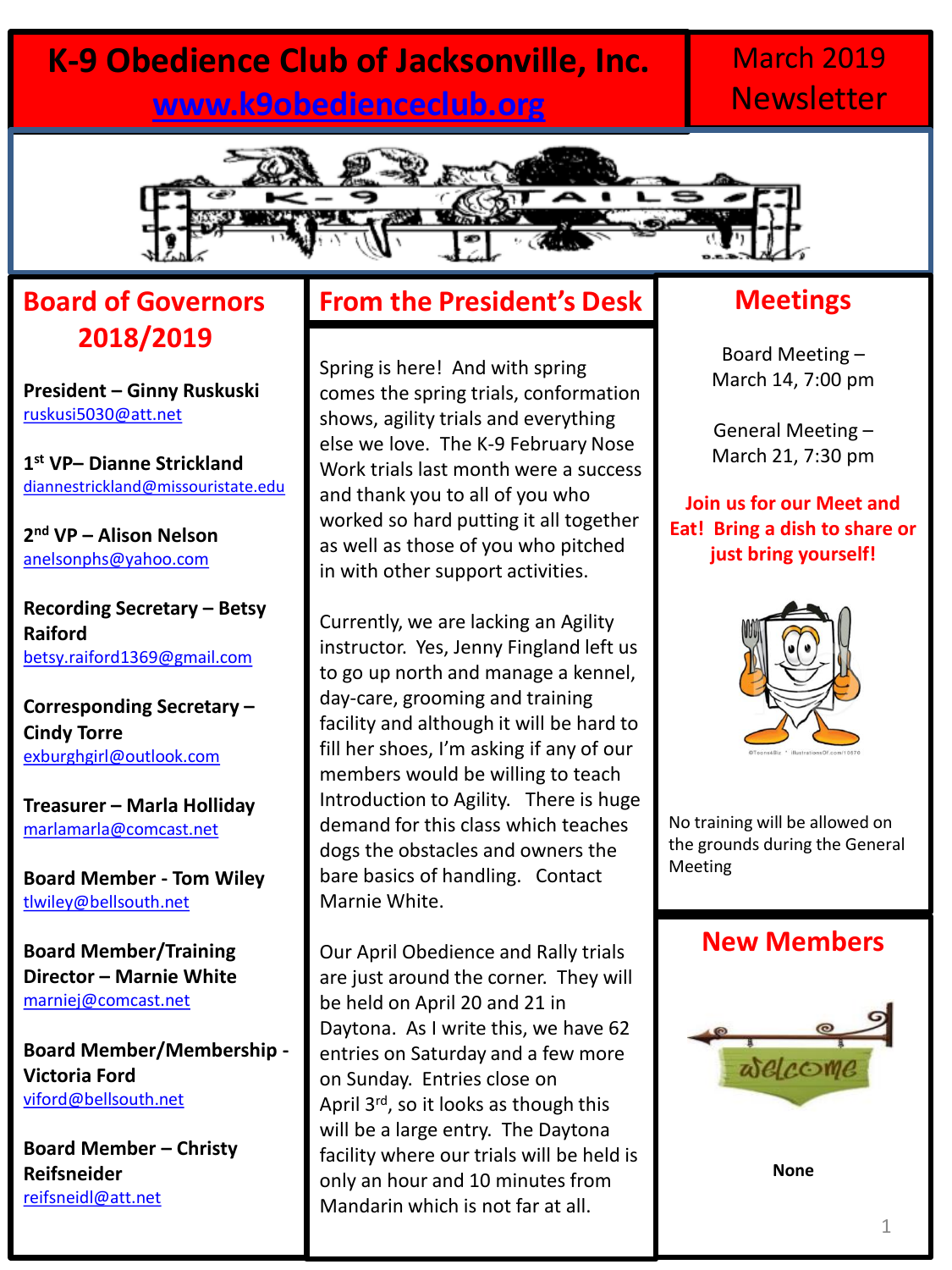# K-9 Obedience Club of Jacksonville, Inc.

www.k9obedienceclub.org

March 2019 Newsletter

## Board of Governors 2018/2019

**President – Ginny Ruskuski**
ruskusi5030@att.net

**1st VP– Dianne Strickland**
diannestrickland@missouristate.edu

**2nd VP – Alison Nelson**
anelsonphs@yahoo.com

**Recording Secretary – Betsy Raiford**
betsy.raiford1369@gmail.com

**Corresponding Secretary – Cindy Torre**
exburghgirl@outlook.com

**Treasurer – Marla Holliday**
marlamarla@comcast.net

**Board Member - Tom Wiley**
tlwiley@bellsouth.net

**Board Member/Training Director – Marnie White**
marniej@comcast.net

**Board Member/Membership - Victoria Ford**
viford@bellsouth.net

**Board Member – Christy Reifsneider**
reifsneidl@att.net

## From the President's Desk

Spring is here! And with spring comes the spring trials, conformation shows, agility trials and everything else we love. The K-9 February Nose Work trials last month were a success and thank you to all of you who worked so hard putting it all together as well as those of you who pitched in with other support activities.

Currently, we are lacking an Agility instructor. Yes, Jenny Fingland left us to go up north and manage a kennel, day-care, grooming and training facility and although it will be hard to fill her shoes, I'm asking if any of our members would be willing to teach Introduction to Agility. There is huge demand for this class which teaches dogs the obstacles and owners the bare basics of handling. Contact Marnie White.

Our April Obedience and Rally trials are just around the corner. They will be held on April 20 and 21 in Daytona. As I write this, we have 62 entries on Saturday and a few more on Sunday. Entries close on April 3rd, so it looks as though this will be a large entry. The Daytona facility where our trials will be held is only an hour and 10 minutes from Mandarin which is not far at all.

## Meetings

Board Meeting – March 14, 7:00 pm

General Meeting – March 21, 7:30 pm

**Join us for our Meet and Eat! Bring a dish to share or just bring yourself!**

No training will be allowed on the grounds during the General Meeting

## New Members

**None**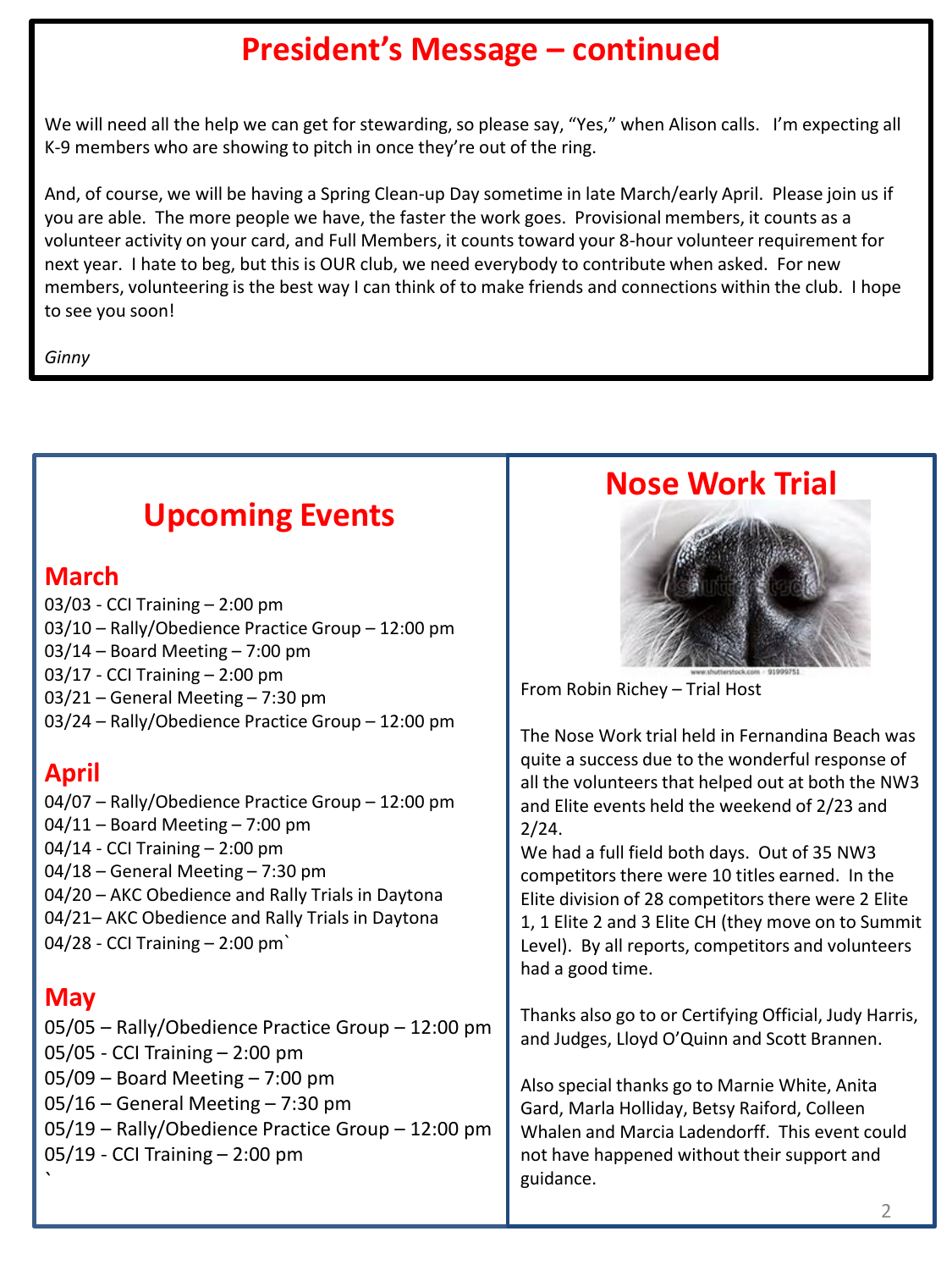# President's Message – continued

We will need all the help we can get for stewarding, so please say, "Yes," when Alison calls. I'm expecting all K-9 members who are showing to pitch in once they're out of the ring.

And, of course, we will be having a Spring Clean-up Day sometime in late March/early April. Please join us if you are able. The more people we have, the faster the work goes. Provisional members, it counts as a volunteer activity on your card, and Full Members, it counts toward your 8-hour volunteer requirement for next year. I hate to beg, but this is OUR club, we need everybody to contribute when asked. For new members, volunteering is the best way I can think of to make friends and connections within the club. I hope to see you soon!

*Ginny*

# Upcoming Events

## March

03/03 - CCI Training – 2:00 pm
03/10 – Rally/Obedience Practice Group – 12:00 pm
03/14 – Board Meeting – 7:00 pm
03/17 - CCI Training – 2:00 pm
03/21 – General Meeting – 7:30 pm
03/24 – Rally/Obedience Practice Group – 12:00 pm

## April

04/07 – Rally/Obedience Practice Group – 12:00 pm
04/11 – Board Meeting – 7:00 pm
04/14 - CCI Training – 2:00 pm
04/18 – General Meeting – 7:30 pm
04/20 – AKC Obedience and Rally Trials in Daytona
04/21– AKC Obedience and Rally Trials in Daytona
04/28 - CCI Training – 2:00 pm`

## May

05/05 – Rally/Obedience Practice Group – 12:00 pm
05/05 - CCI Training – 2:00 pm
05/09 – Board Meeting – 7:00 pm
05/16 – General Meeting – 7:30 pm
05/19 – Rally/Obedience Practice Group – 12:00 pm
05/19 - CCI Training – 2:00 pm
`

# Nose Work Trial

From Robin Richey – Trial Host

The Nose Work trial held in Fernandina Beach was quite a success due to the wonderful response of all the volunteers that helped out at both the NW3 and Elite events held the weekend of 2/23 and 2/24.
We had a full field both days. Out of 35 NW3 competitors there were 10 titles earned. In the Elite division of 28 competitors there were 2 Elite 1, 1 Elite 2 and 3 Elite CH (they move on to Summit Level). By all reports, competitors and volunteers had a good time.

Thanks also go to or Certifying Official, Judy Harris, and Judges, Lloyd O'Quinn and Scott Brannen.

Also special thanks go to Marnie White, Anita Gard, Marla Holliday, Betsy Raiford, Colleen Whalen and Marcia Ladendorff. This event could not have happened without their support and guidance.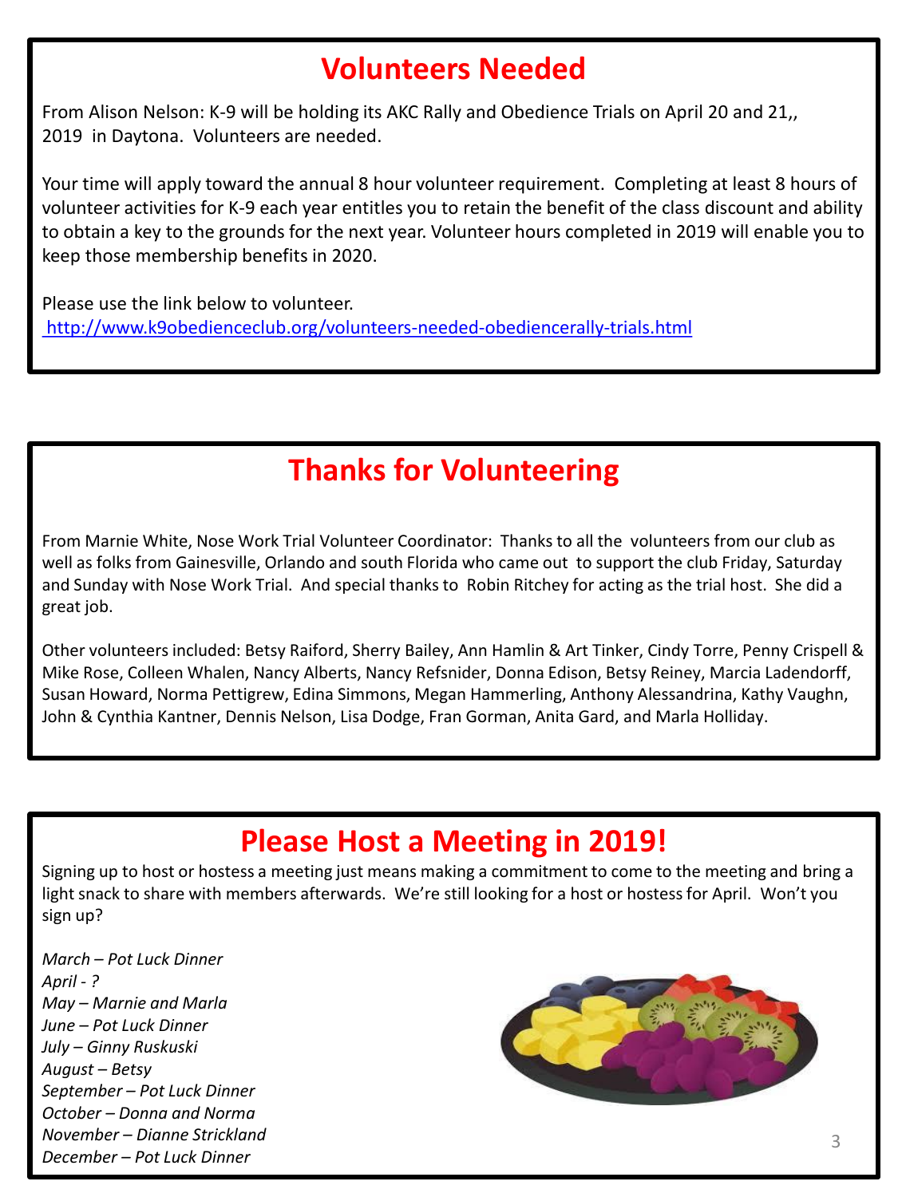# Volunteers Needed

From Alison Nelson: K-9 will be holding its AKC Rally and Obedience Trials on April 20 and 21,, 2019 in Daytona. Volunteers are needed.

Your time will apply toward the annual 8 hour volunteer requirement. Completing at least 8 hours of volunteer activities for K-9 each year entitles you to retain the benefit of the class discount and ability to obtain a key to the grounds for the next year. Volunteer hours completed in 2019 will enable you to keep those membership benefits in 2020.

Please use the link below to volunteer.
http://www.k9obedienceclub.org/volunteers-needed-obediencerally-trials.html

# Thanks for Volunteering

From Marnie White, Nose Work Trial Volunteer Coordinator: Thanks to all the volunteers from our club as well as folks from Gainesville, Orlando and south Florida who came out to support the club Friday, Saturday and Sunday with Nose Work Trial. And special thanks to Robin Ritchey for acting as the trial host. She did a great job.

Other volunteers included: Betsy Raiford, Sherry Bailey, Ann Hamlin & Art Tinker, Cindy Torre, Penny Crispell & Mike Rose, Colleen Whalen, Nancy Alberts, Nancy Refsnider, Donna Edison, Betsy Reiney, Marcia Ladendorff, Susan Howard, Norma Pettigrew, Edina Simmons, Megan Hammerling, Anthony Alessandrina, Kathy Vaughn, John & Cynthia Kantner, Dennis Nelson, Lisa Dodge, Fran Gorman, Anita Gard, and Marla Holliday.

# Please Host a Meeting in 2019!

Signing up to host or hostess a meeting just means making a commitment to come to the meeting and bring a light snack to share with members afterwards. We're still looking for a host or hostess for April. Won't you sign up?

*March – Pot Luck Dinner*
*April - ?*
*May – Marnie and Marla*
*June – Pot Luck Dinner*
*July – Ginny Ruskuski*
*August – Betsy*
*September – Pot Luck Dinner*
*October – Donna and Norma*
*November – Dianne Strickland*
*December – Pot Luck Dinner*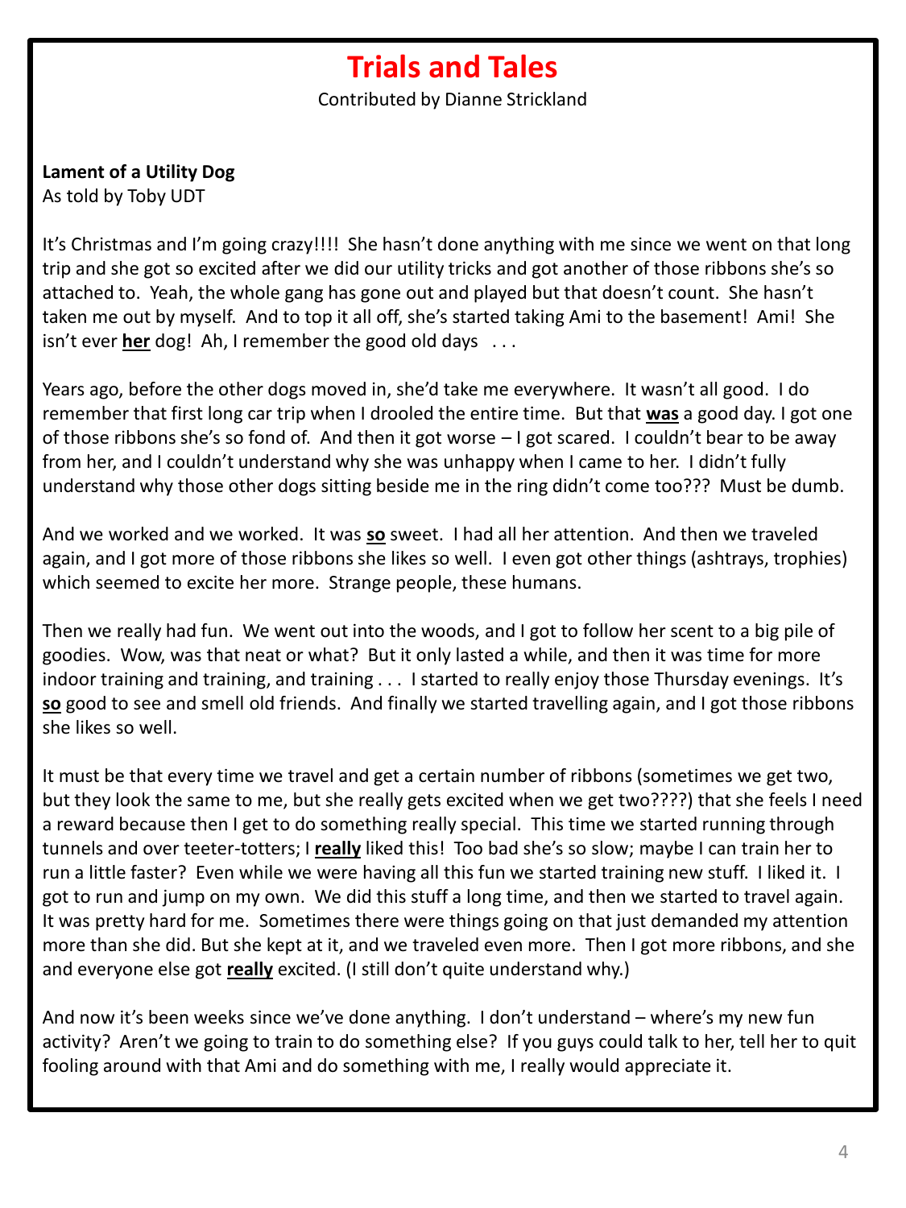# Trials and Tales

Contributed by Dianne Strickland

**Lament of a Utility Dog**
As told by Toby UDT

It's Christmas and I'm going crazy!!!! She hasn't done anything with me since we went on that long trip and she got so excited after we did our utility tricks and got another of those ribbons she's so attached to. Yeah, the whole gang has gone out and played but that doesn't count. She hasn't taken me out by myself. And to top it all off, she's started taking Ami to the basement! Ami! She isn't ever **<u>her</u>** dog! Ah, I remember the good old days . . .

Years ago, before the other dogs moved in, she'd take me everywhere. It wasn't all good. I do remember that first long car trip when I drooled the entire time. But that **<u>was</u>** a good day. I got one of those ribbons she's so fond of. And then it got worse – I got scared. I couldn't bear to be away from her, and I couldn't understand why she was unhappy when I came to her. I didn't fully understand why those other dogs sitting beside me in the ring didn't come too??? Must be dumb.

And we worked and we worked. It was **<u>so</u>** sweet. I had all her attention. And then we traveled again, and I got more of those ribbons she likes so well. I even got other things (ashtrays, trophies) which seemed to excite her more. Strange people, these humans.

Then we really had fun. We went out into the woods, and I got to follow her scent to a big pile of goodies. Wow, was that neat or what? But it only lasted a while, and then it was time for more indoor training and training, and training . . . I started to really enjoy those Thursday evenings. It's **<u>so</u>** good to see and smell old friends. And finally we started travelling again, and I got those ribbons she likes so well.

It must be that every time we travel and get a certain number of ribbons (sometimes we get two, but they look the same to me, but she really gets excited when we get two????) that she feels I need a reward because then I get to do something really special. This time we started running through tunnels and over teeter-totters; I **<u>really</u>** liked this! Too bad she's so slow; maybe I can train her to run a little faster? Even while we were having all this fun we started training new stuff. I liked it. I got to run and jump on my own. We did this stuff a long time, and then we started to travel again. It was pretty hard for me. Sometimes there were things going on that just demanded my attention more than she did. But she kept at it, and we traveled even more. Then I got more ribbons, and she and everyone else got **<u>really</u>** excited. (I still don't quite understand why.)

And now it's been weeks since we've done anything. I don't understand – where's my new fun activity? Aren't we going to train to do something else? If you guys could talk to her, tell her to quit fooling around with that Ami and do something with me, I really would appreciate it.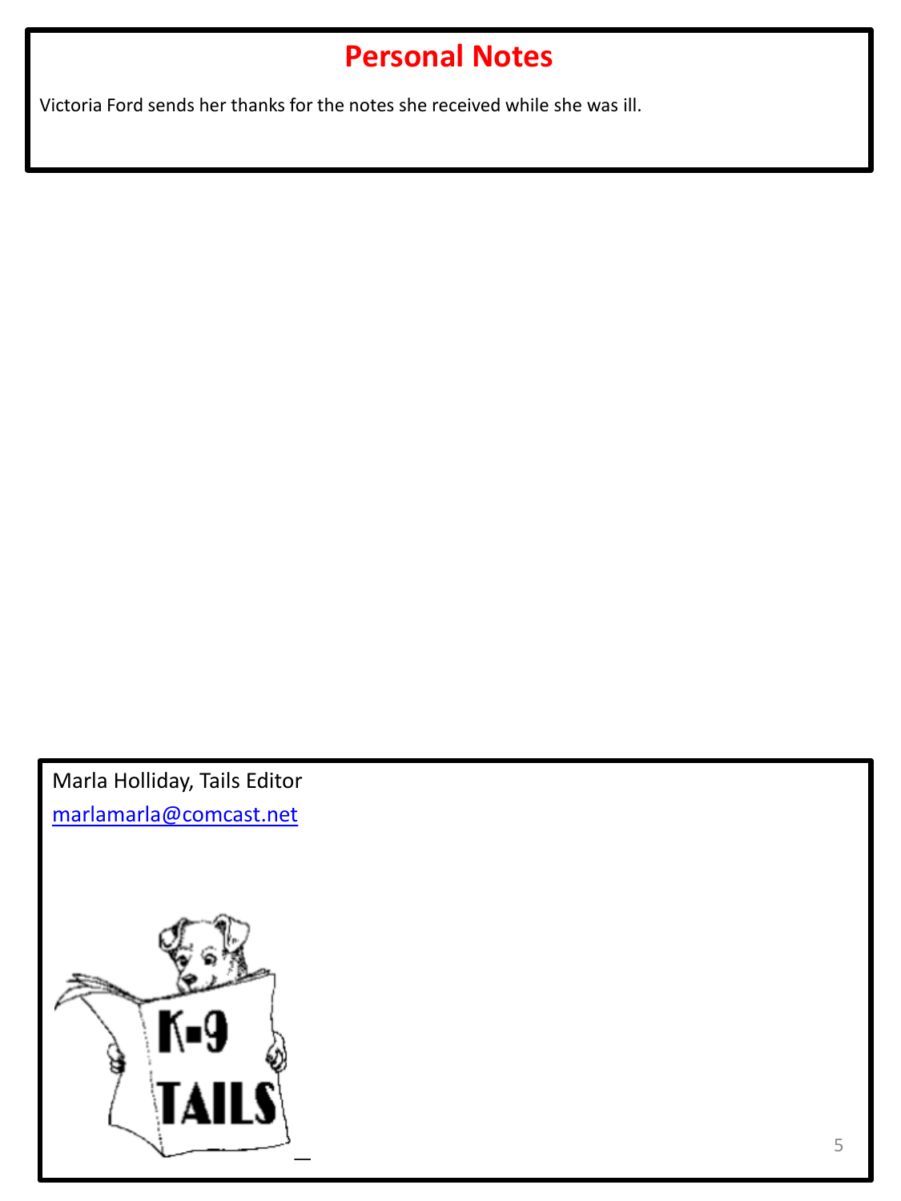# Personal Notes

Victoria Ford sends her thanks for the notes she received while she was ill.

Marla Holliday, Tails Editor

marlamarla@comcast.net